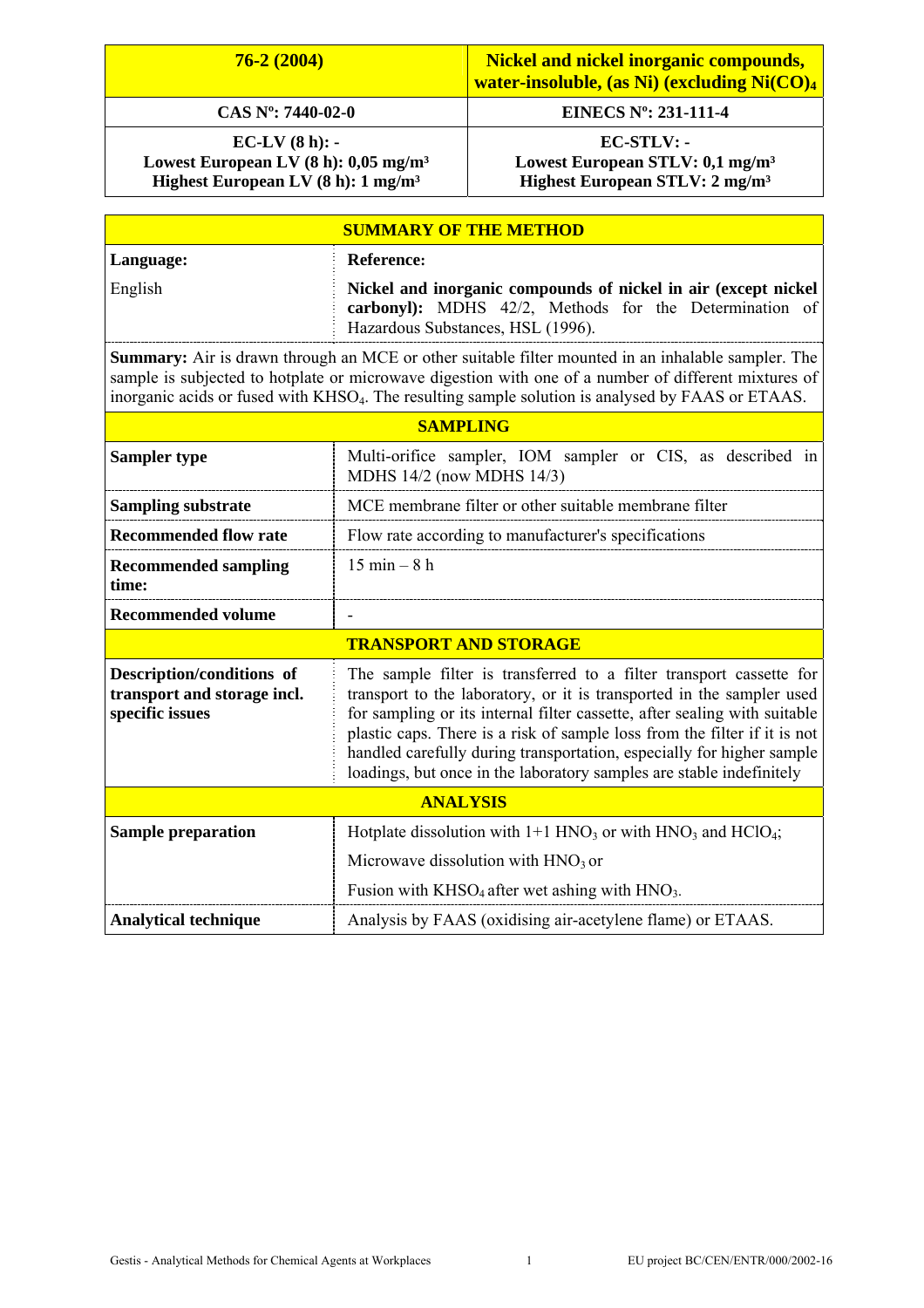| 76-2 (2004) | Nickel and nickel inorganic compounds, water-insoluble, (as Ni) (excluding $Ni(CO)_4$ |
|---|---|
| CAS Nº: 7440-02-0 | EINECS Nº: 231-111-4 |
| EC-LV (8 h): -<br>Lowest European LV (8 h): 0,05 mg/m³<br>Highest European LV (8 h): 1 mg/m³ | EC-STLV: -<br>Lowest European STLV: 0,1 mg/m³<br>Highest European STLV: 2 mg/m³ |

## SUMMARY OF THE METHOD

| Language: | Reference: |
|---|---|
| English | **Nickel and inorganic compounds of nickel in air (except nickel carbonyl):** MDHS 42/2, Methods for the Determination of Hazardous Substances, HSL (1996). |

**Summary:** Air is drawn through an MCE or other suitable filter mounted in an inhalable sampler. The sample is subjected to hotplate or microwave digestion with one of a number of different mixtures of inorganic acids or fused with $KHSO_4$. The resulting sample solution is analysed by FAAS or ETAAS.

## SAMPLING

| | |
|---|---|
| **Sampler type** | Multi-orifice sampler, IOM sampler or CIS, as described in MDHS 14/2 (now MDHS 14/3) |
| **Sampling substrate** | MCE membrane filter or other suitable membrane filter |
| **Recommended flow rate** | Flow rate according to manufacturer's specifications |
| **Recommended sampling time:** | 15 min – 8 h |
| **Recommended volume** | - |

## TRANSPORT AND STORAGE

| | |
|---|---|
| **Description/conditions of transport and storage incl. specific issues** | The sample filter is transferred to a filter transport cassette for transport to the laboratory, or it is transported in the sampler used for sampling or its internal filter cassette, after sealing with suitable plastic caps. There is a risk of sample loss from the filter if it is not handled carefully during transportation, especially for higher sample loadings, but once in the laboratory samples are stable indefinitely |

## ANALYSIS

| | |
|---|---|
| **Sample preparation** | Hotplate dissolution with 1+1 $HNO_3$ or with $HNO_3$ and $HClO_4$;<br>Microwave dissolution with $HNO_3$ or<br>Fusion with $KHSO_4$ after wet ashing with $HNO_3$. |
| **Analytical technique** | Analysis by FAAS (oxidising air-acetylene flame) or ETAAS. |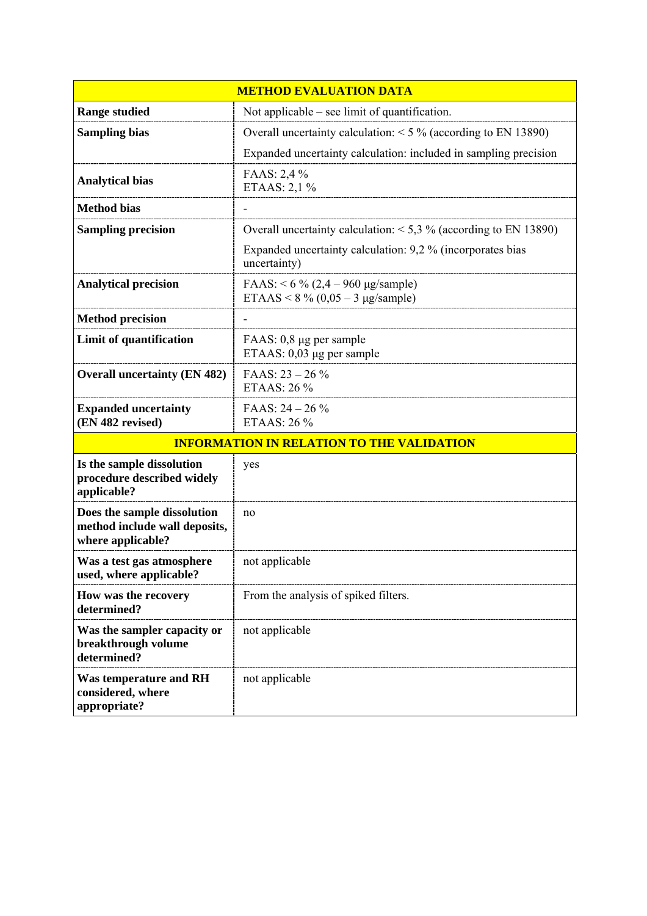| METHOD EVALUATION DATA | |
|---|---|
| **Range studied** | Not applicable – see limit of quantification. |
| **Sampling bias** | Overall uncertainty calculation: < 5 % (according to EN 13890)<br>Expanded uncertainty calculation: included in sampling precision |
| **Analytical bias** | FAAS: 2,4 %<br>ETAAS: 2,1 % |
| **Method bias** | - |
| **Sampling precision** | Overall uncertainty calculation: < 5,3 % (according to EN 13890)<br>Expanded uncertainty calculation: 9,2 % (incorporates bias uncertainty) |
| **Analytical precision** | FAAS: < 6 % (2,4 – 960 µg/sample)<br>ETAAS < 8 % (0,05 – 3 µg/sample) |
| **Method precision** | - |
| **Limit of quantification** | FAAS: 0,8 µg per sample<br>ETAAS: 0,03 µg per sample |
| **Overall uncertainty (EN 482)** | FAAS: 23 – 26 %<br>ETAAS: 26 % |
| **Expanded uncertainty (EN 482 revised)** | FAAS: 24 – 26 %<br>ETAAS: 26 % |
| **INFORMATION IN RELATION TO THE VALIDATION** | |
| **Is the sample dissolution procedure described widely applicable?** | yes |
| **Does the sample dissolution method include wall deposits, where applicable?** | no |
| **Was a test gas atmosphere used, where applicable?** | not applicable |
| **How was the recovery determined?** | From the analysis of spiked filters. |
| **Was the sampler capacity or breakthrough volume determined?** | not applicable |
| **Was temperature and RH considered, where appropriate?** | not applicable |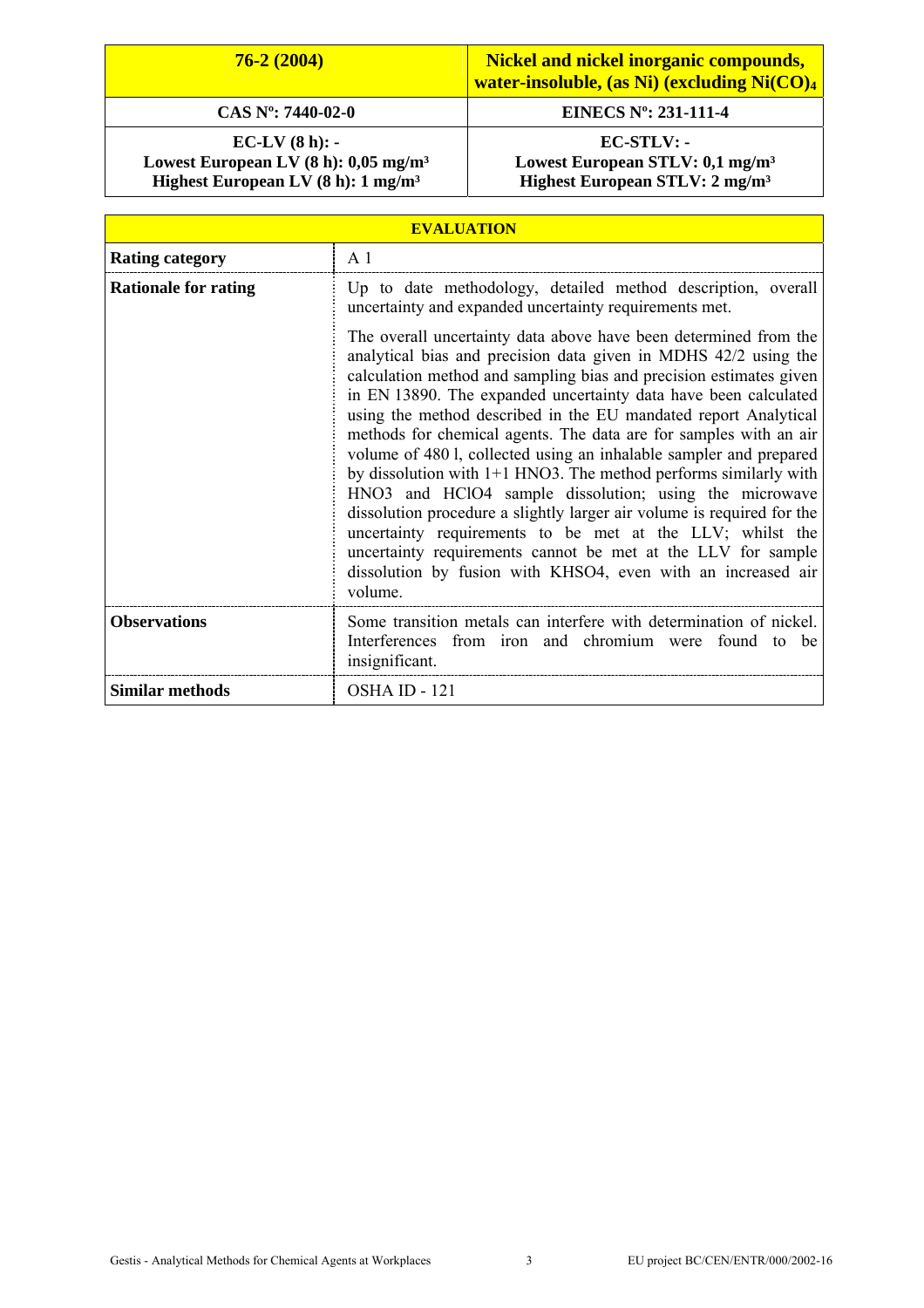| 76-2 (2004) | Nickel and nickel inorganic compounds, water-insoluble, (as Ni) (excluding $Ni(CO)_4$ |
|---|---|
| CAS Nº: 7440-02-0 | EINECS Nº: 231-111-4 |
| EC-LV (8 h): -<br>Lowest European LV (8 h): 0,05 mg/m³<br>Highest European LV (8 h): 1 mg/m³ | EC-STLV: -<br>Lowest European STLV: 0,1 mg/m³<br>Highest European STLV: 2 mg/m³ |

| EVALUATION | |
|---|---|
| **Rating category** | A 1 |
| **Rationale for rating** | Up to date methodology, detailed method description, overall uncertainty and expanded uncertainty requirements met.<br><br>The overall uncertainty data above have been determined from the analytical bias and precision data given in MDHS 42/2 using the calculation method and sampling bias and precision estimates given in EN 13890. The expanded uncertainty data have been calculated using the method described in the EU mandated report Analytical methods for chemical agents. The data are for samples with an air volume of 480 l, collected using an inhalable sampler and prepared by dissolution with 1+1 HNO3. The method performs similarly with HNO3 and HClO4 sample dissolution; using the microwave dissolution procedure a slightly larger air volume is required for the uncertainty requirements to be met at the LLV; whilst the uncertainty requirements cannot be met at the LLV for sample dissolution by fusion with KHSO4, even with an increased air volume. |
| **Observations** | Some transition metals can interfere with determination of nickel. Interferences from iron and chromium were found to be insignificant. |
| **Similar methods** | OSHA ID - 121 |